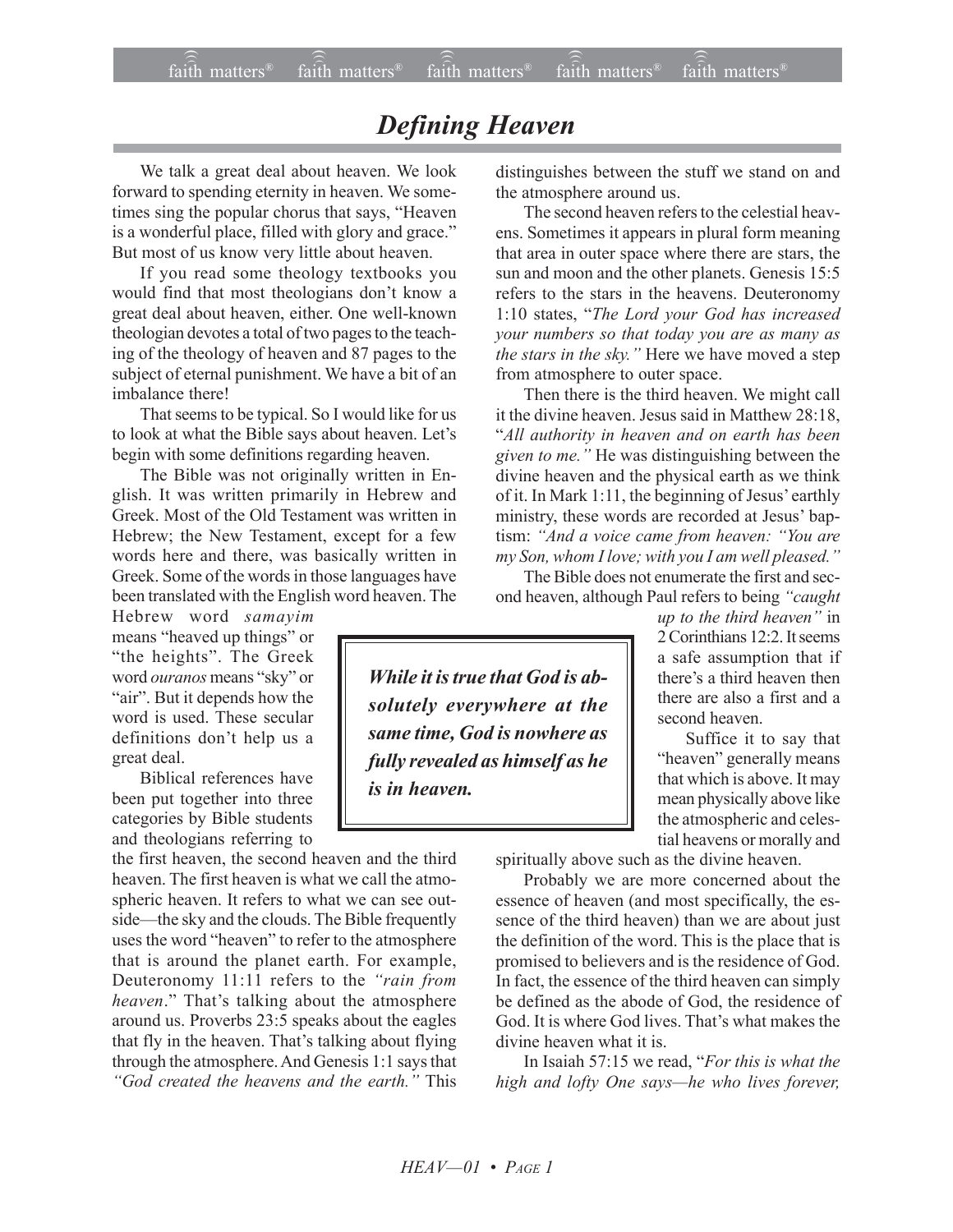# *Defining Heaven*

We talk a great deal about heaven. We look forward to spending eternity in heaven. We sometimes sing the popular chorus that says, "Heaven is a wonderful place, filled with glory and grace." But most of us know very little about heaven.

If you read some theology textbooks you would find that most theologians don't know a great deal about heaven, either. One well-known theologian devotes a total of two pages to the teaching of the theology of heaven and 87 pages to the subject of eternal punishment. We have a bit of an imbalance there!

That seems to be typical. So I would like for us to look at what the Bible says about heaven. Let's begin with some definitions regarding heaven.

The Bible was not originally written in English. It was written primarily in Hebrew and Greek. Most of the Old Testament was written in Hebrew; the New Testament, except for a few words here and there, was basically written in Greek. Some of the words in those languages have been translated with the English word heaven. The Hebrew word *samayim* means "heaved up things" or "the heights". The Greek word *ouranos* means "sky" or "air". But it depends how the word is used. These secular definitions don't help us a great deal.

Biblical references have been put together into three categories by Bible students and theologians referring to the first heaven, the second heaven and the third heaven. The first heaven is what we call the atmospheric heaven. It refers to what we can see outside—the sky and the clouds. The Bible frequently uses the word "heaven" to refer to the atmosphere that is around the planet earth. For example, Deuteronomy 11:11 refers to the *"rain from heaven*." That's talking about the atmosphere around us. Proverbs 23:5 speaks about the eagles that fly in the heaven. That's talking about flying through the atmosphere. And Genesis 1:1 says that *"God created the heavens and the earth."* This distinguishes between the stuff we stand on and the atmosphere around us.

The second heaven refers to the celestial heavens. Sometimes it appears in plural form meaning that area in outer space where there are stars, the sun and moon and the other planets. Genesis 15:5 refers to the stars in the heavens. Deuteronomy 1:10 states, "*The Lord your God has increased your numbers so that today you are as many as the stars in the sky."* Here we have moved a step from atmosphere to outer space.

Then there is the third heaven. We might call it the divine heaven. Jesus said in Matthew 28:18, "*All authority in heaven and on earth has been given to me."* He was distinguishing between the divine heaven and the physical earth as we think of it. In Mark 1:11, the beginning of Jesus' earthly ministry, these words are recorded at Jesus' baptism: *"And a voice came from heaven: "You are my Son, whom I love; with you I am well pleased."*

The Bible does not enumerate the first and second heaven, although Paul refers to being *"caught up to the third heaven"* in 2 Corinthians 12:2. It seems a safe assumption that if there's a third heaven then there are also a first and a second heaven.

> ***While it is true that God is absolutely everywhere at the same time, God is nowhere as fully revealed as himself as he is in heaven.***

Suffice it to say that "heaven" generally means that which is above. It may mean physically above like the atmospheric and celestial heavens or morally and spiritually above such as the divine heaven.

Probably we are more concerned about the essence of heaven (and most specifically, the essence of the third heaven) than we are about just the definition of the word. This is the place that is promised to believers and is the residence of God. In fact, the essence of the third heaven can simply be defined as the abode of God, the residence of God. It is where God lives. That's what makes the divine heaven what it is.

In Isaiah 57:15 we read, "*For this is what the high and lofty One says—he who lives forever,*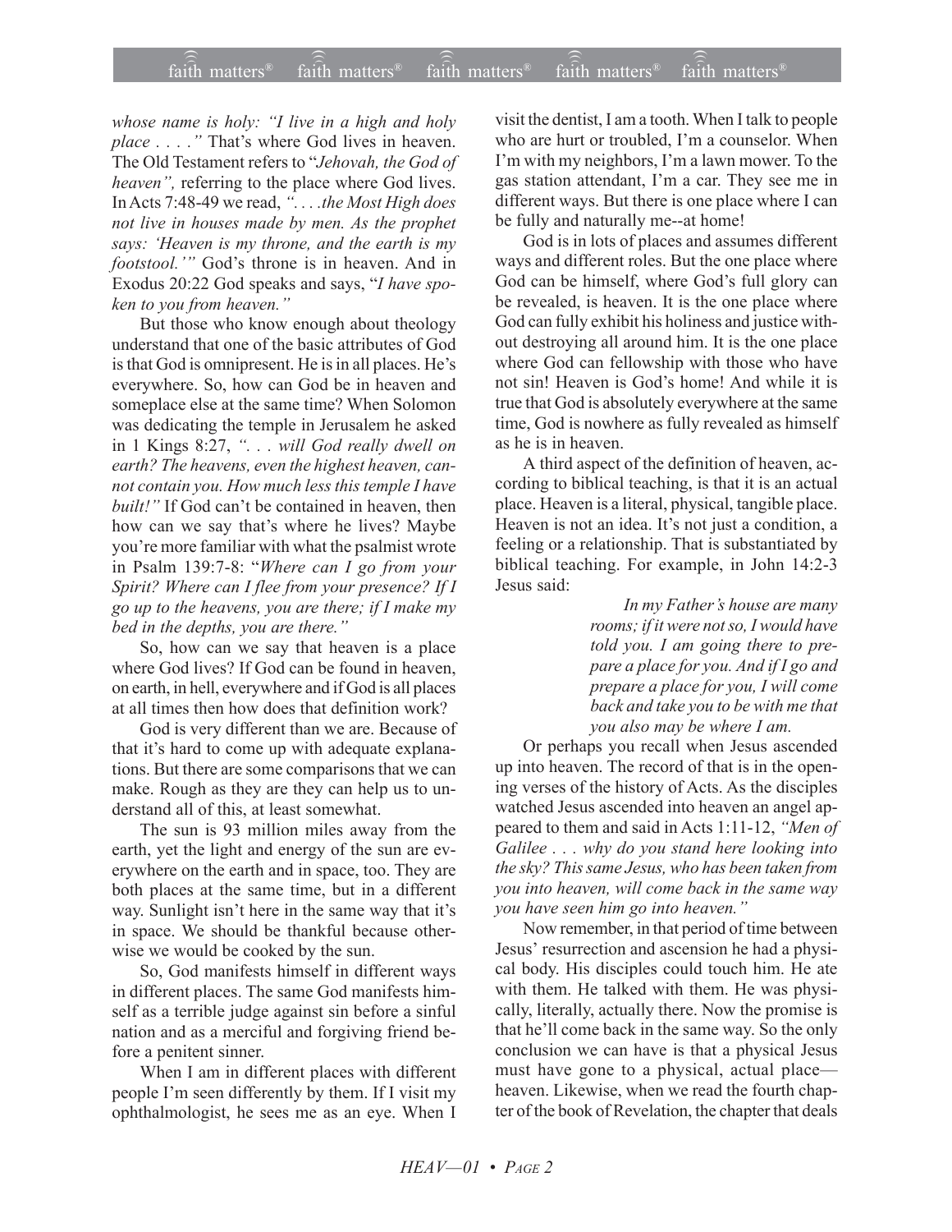*whose name is holy: "I live in a high and holy place . . . ."* That's where God lives in heaven. The Old Testament refers to "*Jehovah, the God of heaven",* referring to the place where God lives. In Acts 7:48-49 we read, *". . . .the Most High does not live in houses made by men. As the prophet says: 'Heaven is my throne, and the earth is my footstool.'"* God's throne is in heaven. And in Exodus 20:22 God speaks and says, "*I have spoken to you from heaven."*

But those who know enough about theology understand that one of the basic attributes of God is that God is omnipresent. He is in all places. He's everywhere. So, how can God be in heaven and someplace else at the same time? When Solomon was dedicating the temple in Jerusalem he asked in 1 Kings 8:27, *". . . will God really dwell on earth? The heavens, even the highest heaven, cannot contain you. How much less this temple I have built!"* If God can't be contained in heaven, then how can we say that's where he lives? Maybe you're more familiar with what the psalmist wrote in Psalm 139:7-8: "*Where can I go from your Spirit? Where can I flee from your presence? If I go up to the heavens, you are there; if I make my bed in the depths, you are there."*

So, how can we say that heaven is a place where God lives? If God can be found in heaven, on earth, in hell, everywhere and if God is all places at all times then how does that definition work?

God is very different than we are. Because of that it's hard to come up with adequate explanations. But there are some comparisons that we can make. Rough as they are they can help us to understand all of this, at least somewhat.

The sun is 93 million miles away from the earth, yet the light and energy of the sun are everywhere on the earth and in space, too. They are both places at the same time, but in a different way. Sunlight isn't here in the same way that it's in space. We should be thankful because otherwise we would be cooked by the sun.

So, God manifests himself in different ways in different places. The same God manifests himself as a terrible judge against sin before a sinful nation and as a merciful and forgiving friend before a penitent sinner.

When I am in different places with different people I'm seen differently by them. If I visit my ophthalmologist, he sees me as an eye. When I visit the dentist, I am a tooth. When I talk to people who are hurt or troubled, I'm a counselor. When I'm with my neighbors, I'm a lawn mower. To the gas station attendant, I'm a car. They see me in different ways. But there is one place where I can be fully and naturally me--at home!

God is in lots of places and assumes different ways and different roles. But the one place where God can be himself, where God's full glory can be revealed, is heaven. It is the one place where God can fully exhibit his holiness and justice without destroying all around him. It is the one place where God can fellowship with those who have not sin! Heaven is God's home! And while it is true that God is absolutely everywhere at the same time, God is nowhere as fully revealed as himself as he is in heaven.

A third aspect of the definition of heaven, according to biblical teaching, is that it is an actual place. Heaven is a literal, physical, tangible place. Heaven is not an idea. It's not just a condition, a feeling or a relationship. That is substantiated by biblical teaching. For example, in John 14:2-3 Jesus said:

> *In my Father's house are many rooms; if it were not so, I would have told you. I am going there to prepare a place for you. And if I go and prepare a place for you, I will come back and take you to be with me that you also may be where I am.*

Or perhaps you recall when Jesus ascended up into heaven. The record of that is in the opening verses of the history of Acts. As the disciples watched Jesus ascended into heaven an angel appeared to them and said in Acts 1:11-12, *"Men of Galilee . . . why do you stand here looking into the sky? This same Jesus, who has been taken from you into heaven, will come back in the same way you have seen him go into heaven."*

Now remember, in that period of time between Jesus' resurrection and ascension he had a physical body. His disciples could touch him. He ate with them. He talked with them. He was physically, literally, actually there. Now the promise is that he'll come back in the same way. So the only conclusion we can have is that a physical Jesus must have gone to a physical, actual place—heaven. Likewise, when we read the fourth chapter of the book of Revelation, the chapter that deals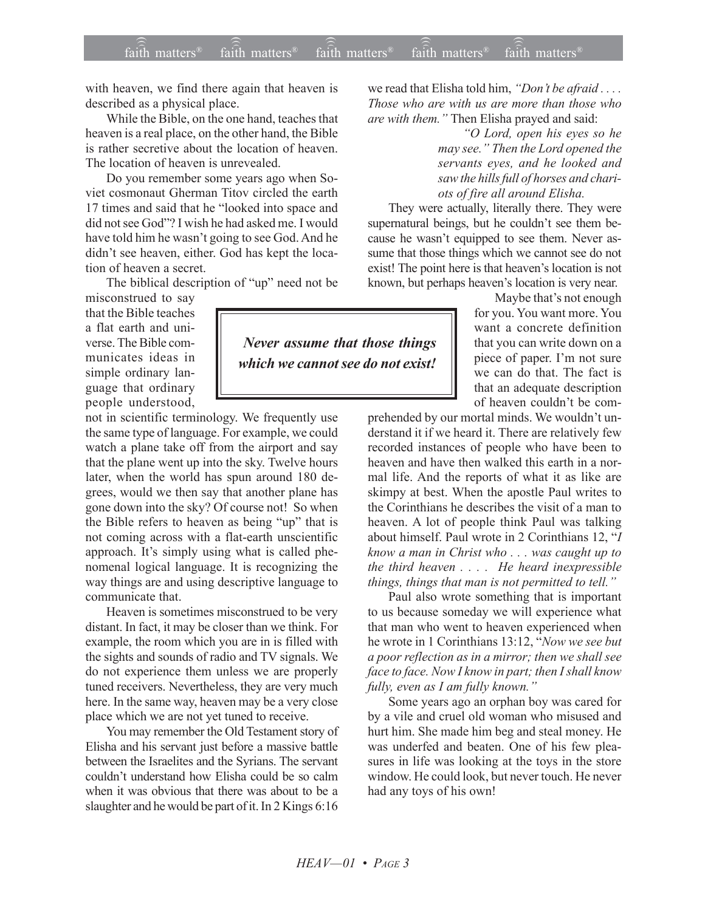with heaven, we find there again that heaven is described as a physical place.

While the Bible, on the one hand, teaches that heaven is a real place, on the other hand, the Bible is rather secretive about the location of heaven. The location of heaven is unrevealed.

Do you remember some years ago when Soviet cosmonaut Gherman Titov circled the earth 17 times and said that he "looked into space and did not see God"? I wish he had asked me. I would have told him he wasn't going to see God. And he didn't see heaven, either. God has kept the location of heaven a secret.

The biblical description of "up" need not be misconstrued to say that the Bible teaches a flat earth and universe. The Bible communicates ideas in simple ordinary language that ordinary people understood, not in scientific terminology. We frequently use the same type of language. For example, we could watch a plane take off from the airport and say that the plane went up into the sky. Twelve hours later, when the world has spun around 180 degrees, would we then say that another plane has gone down into the sky? Of course not! So when the Bible refers to heaven as being "up" that is not coming across with a flat-earth unscientific approach. It's simply using what is called phenomenal logical language. It is recognizing the way things are and using descriptive language to communicate that.

Heaven is sometimes misconstrued to be very distant. In fact, it may be closer than we think. For example, the room which you are in is filled with the sights and sounds of radio and TV signals. We do not experience them unless we are properly tuned receivers. Nevertheless, they are very much here. In the same way, heaven may be a very close place which we are not yet tuned to receive.

You may remember the Old Testament story of Elisha and his servant just before a massive battle between the Israelites and the Syrians. The servant couldn't understand how Elisha could be so calm when it was obvious that there was about to be a slaughter and he would be part of it. In 2 Kings 6:16 we read that Elisha told him, *"Don't be afraid . . . . Those who are with us are more than those who are with them."* Then Elisha prayed and said:

> *"O Lord, open his eyes so he may see." Then the Lord opened the servants eyes, and he looked and saw the hills full of horses and chariots of fire all around Elisha.*

They were actually, literally there. They were supernatural beings, but he couldn't see them because he wasn't equipped to see them. Never assume that those things which we cannot see do not exist! The point here is that heaven's location is not known, but perhaps heaven's location is very near.

> ***Never assume that those things which we cannot see do not exist!***

Maybe that's not enough for you. You want more. You want a concrete definition that you can write down on a piece of paper. I'm not sure we can do that. The fact is that an adequate description of heaven couldn't be comprehended by our mortal minds. We wouldn't understand it if we heard it. There are relatively few recorded instances of people who have been to heaven and have then walked this earth in a normal life. And the reports of what it as like are skimpy at best. When the apostle Paul writes to the Corinthians he describes the visit of a man to heaven. A lot of people think Paul was talking about himself. Paul wrote in 2 Corinthians 12, "*I know a man in Christ who . . . was caught up to the third heaven . . . . He heard inexpressible things, things that man is not permitted to tell."*

Paul also wrote something that is important to us because someday we will experience what that man who went to heaven experienced when he wrote in 1 Corinthians 13:12, "*Now we see but a poor reflection as in a mirror; then we shall see face to face. Now I know in part; then I shall know fully, even as I am fully known."*

Some years ago an orphan boy was cared for by a vile and cruel old woman who misused and hurt him. She made him beg and steal money. He was underfed and beaten. One of his few pleasures in life was looking at the toys in the store window. He could look, but never touch. He never had any toys of his own!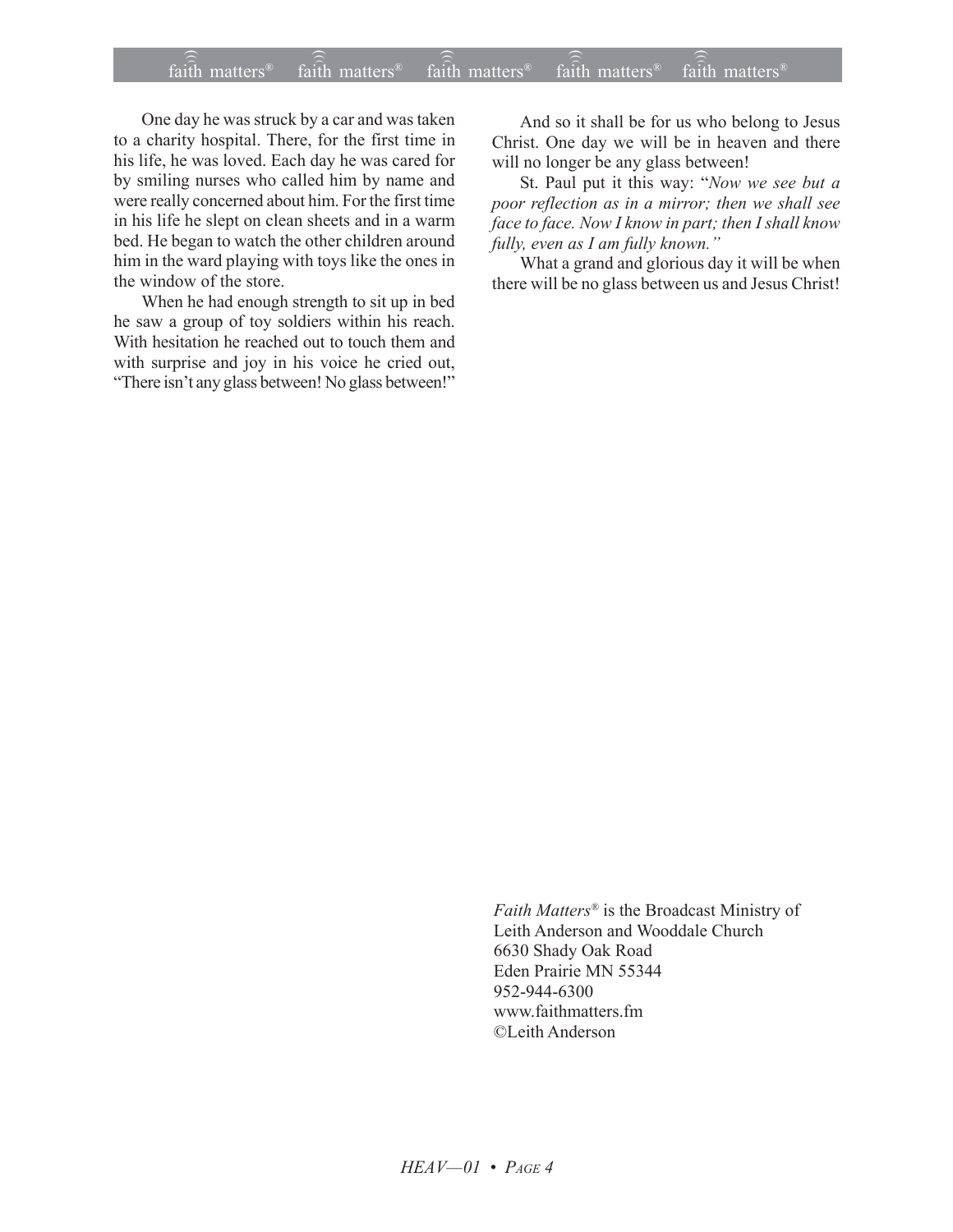One day he was struck by a car and was taken to a charity hospital. There, for the first time in his life, he was loved. Each day he was cared for by smiling nurses who called him by name and were really concerned about him. For the first time in his life he slept on clean sheets and in a warm bed. He began to watch the other children around him in the ward playing with toys like the ones in the window of the store.

When he had enough strength to sit up in bed he saw a group of toy soldiers within his reach. With hesitation he reached out to touch them and with surprise and joy in his voice he cried out, "There isn't any glass between! No glass between!"

And so it shall be for us who belong to Jesus Christ. One day we will be in heaven and there will no longer be any glass between!

St. Paul put it this way: "*Now we see but a poor reflection as in a mirror; then we shall see face to face. Now I know in part; then I shall know fully, even as I am fully known.*"

What a grand and glorious day it will be when there will be no glass between us and Jesus Christ!

*Faith Matters®* is the Broadcast Ministry of
Leith Anderson and Wooddale Church
6630 Shady Oak Road
Eden Prairie MN 55344
952-944-6300
www.faithmatters.fm
©Leith Anderson